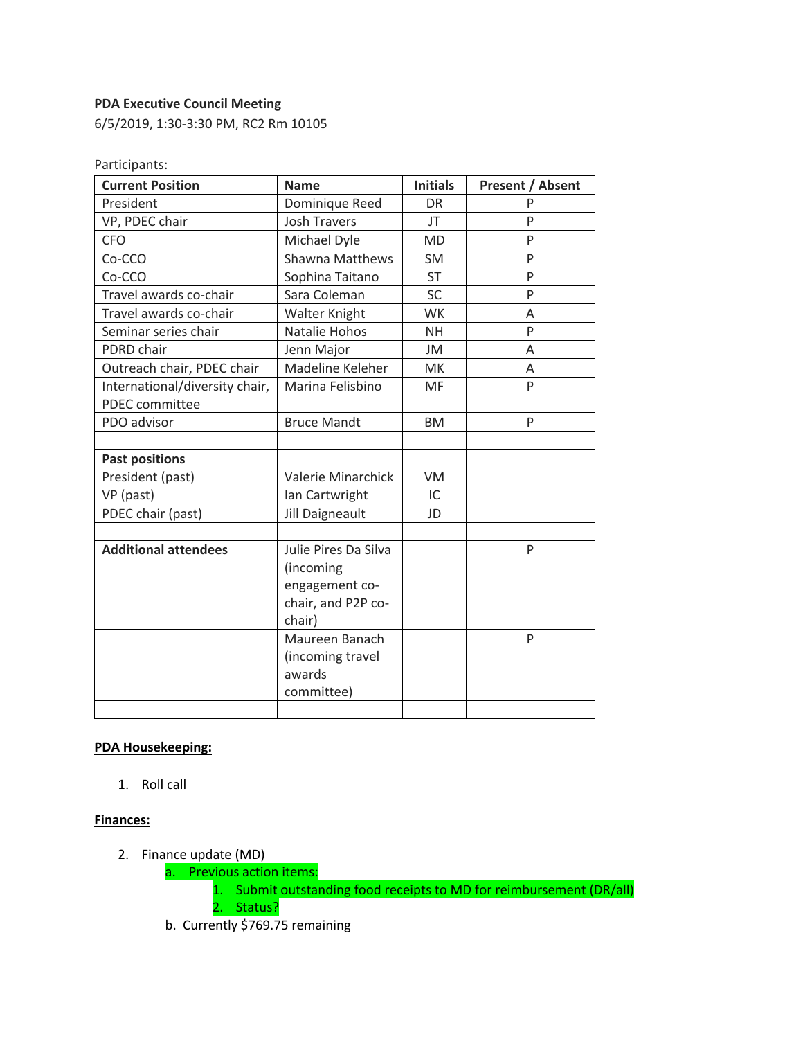**PDA Executive Council Meeting**

6/5/2019, 1:30-3:30 PM, RC2 Rm 10105

Participants:

| **Current Position** | **Name** | **Initials** | **Present / Absent** |
|---|---|---|---|
| President | Dominique Reed | DR | P |
| VP, PDEC chair | Josh Travers | JT | P |
| CFO | Michael Dyle | MD | P |
| Co-CCO | Shawna Matthews | SM | P |
| Co-CCO | Sophina Taitano | ST | P |
| Travel awards co-chair | Sara Coleman | SC | P |
| Travel awards co-chair | Walter Knight | WK | A |
| Seminar series chair | Natalie Hohos | NH | P |
| PDRD chair | Jenn Major | JM | A |
| Outreach chair, PDEC chair | Madeline Keleher | MK | A |
| International/diversity chair, PDEC committee | Marina Felisbino | MF | P |
| PDO advisor | Bruce Mandt | BM | P |
| | | | |
| **Past positions** | | | |
| President (past) | Valerie Minarchick | VM | |
| VP (past) | Ian Cartwright | IC | |
| PDEC chair (past) | Jill Daigneault | JD | |
| | | | |
| **Additional attendees** | Julie Pires Da Silva (incoming engagement co-chair, and P2P co-chair) | | P |
| | Maureen Banach (incoming travel awards committee) | | P |
| | | | |

**PDA Housekeeping:**

1. Roll call

**Finances:**

2. Finance update (MD)
    a. Previous action items:
        1. Submit outstanding food receipts to MD for reimbursement (DR/all)
        2. Status?
    b. Currently $769.75 remaining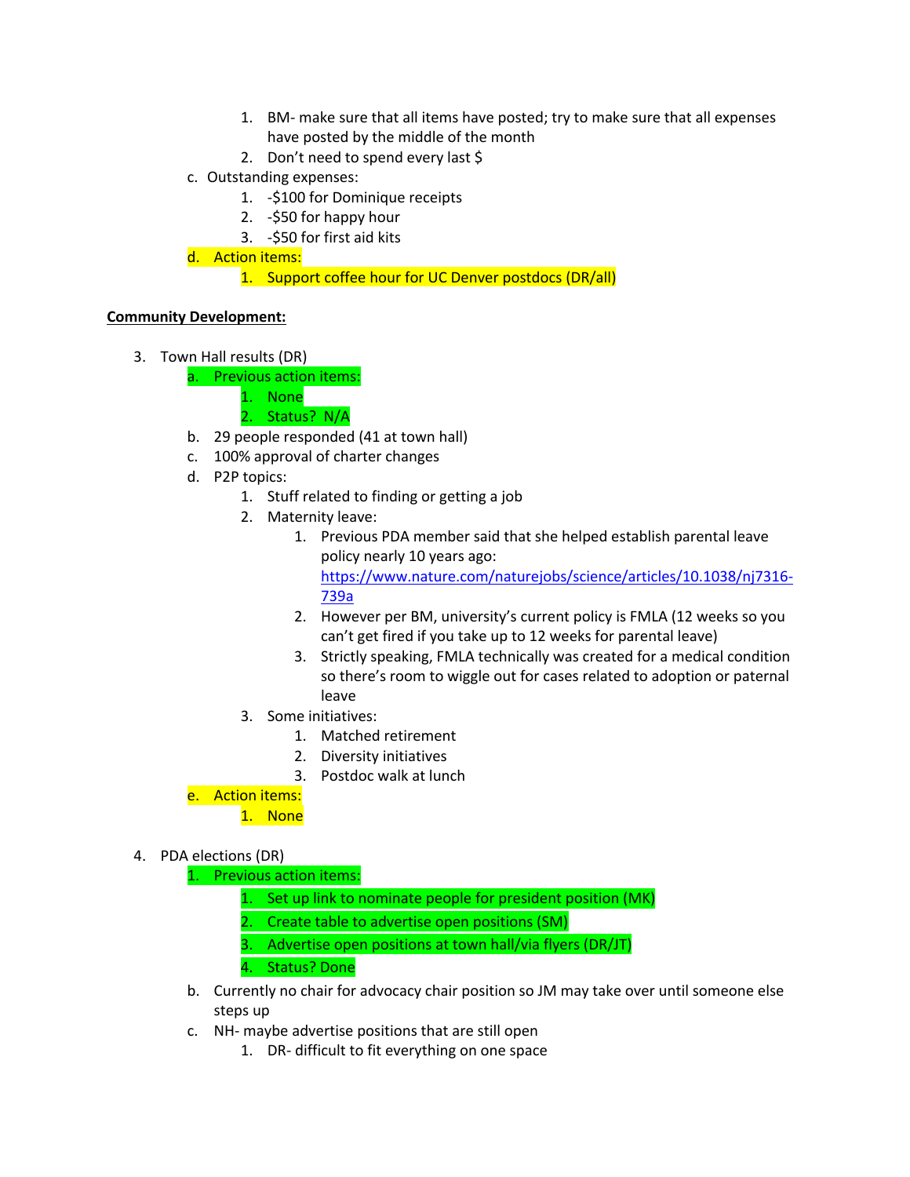1. BM- make sure that all items have posted; try to make sure that all expenses have posted by the middle of the month
   2. Don't need to spend every last $

c. Outstanding expenses:
   1. -$100 for Dominique receipts
   2. -$50 for happy hour
   3. -$50 for first aid kits

d. Action items:
   1. Support coffee hour for UC Denver postdocs (DR/all)

**Community Development:**

3. Town Hall results (DR)
   a. Previous action items:
      1. None
      2. Status? N/A
   b. 29 people responded (41 at town hall)
   c. 100% approval of charter changes
   d. P2P topics:
      1. Stuff related to finding or getting a job
      2. Maternity leave:
         1. Previous PDA member said that she helped establish parental leave policy nearly 10 years ago: https://www.nature.com/naturejobs/science/articles/10.1038/nj7316-739a
         2. However per BM, university's current policy is FMLA (12 weeks so you can't get fired if you take up to 12 weeks for parental leave)
         3. Strictly speaking, FMLA technically was created for a medical condition so there's room to wiggle out for cases related to adoption or paternal leave
      3. Some initiatives:
         1. Matched retirement
         2. Diversity initiatives
         3. Postdoc walk at lunch
   e. Action items:
      1. None

4. PDA elections (DR)
   1. Previous action items:
      1. Set up link to nominate people for president position (MK)
      2. Create table to advertise open positions (SM)
      3. Advertise open positions at town hall/via flyers (DR/JT)
      4. Status? Done
   b. Currently no chair for advocacy chair position so JM may take over until someone else steps up
   c. NH- maybe advertise positions that are still open
      1. DR- difficult to fit everything on one space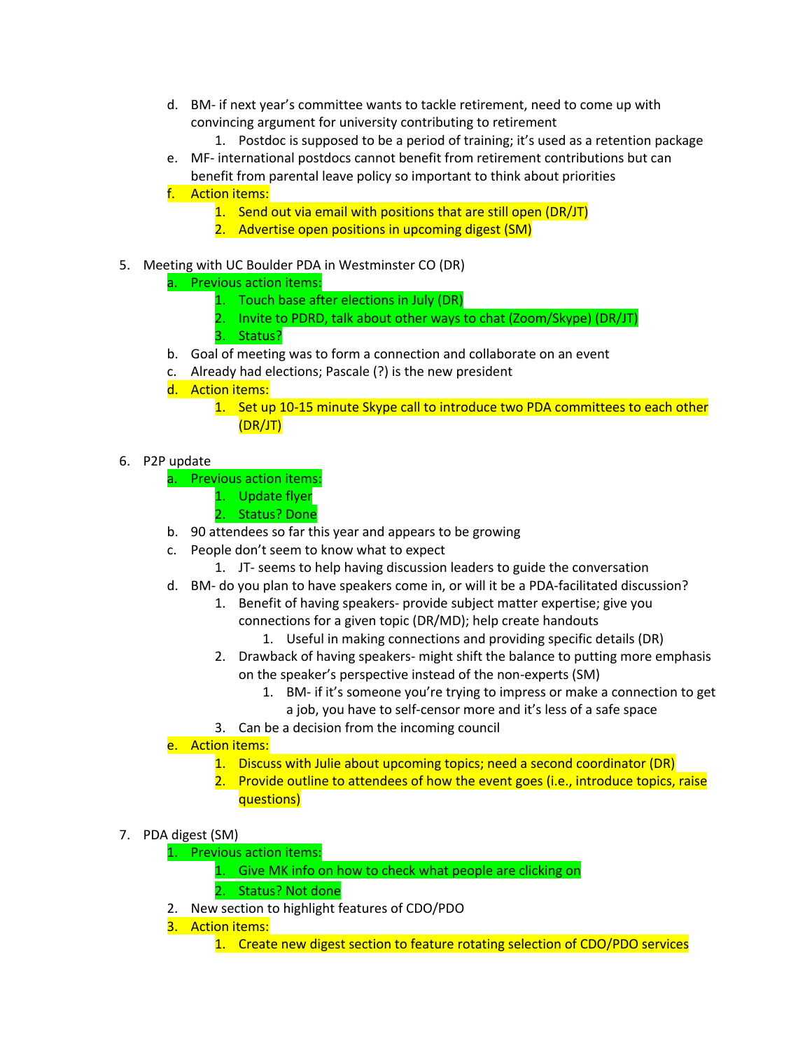d. BM- if next year's committee wants to tackle retirement, need to come up with convincing argument for university contributing to retirement
      1. Postdoc is supposed to be a period of training; it's used as a retention package
   e. MF- international postdocs cannot benefit from retirement contributions but can benefit from parental leave policy so important to think about priorities
   f. Action items:
      1. Send out via email with positions that are still open (DR/JT)
      2. Advertise open positions in upcoming digest (SM)

5. Meeting with UC Boulder PDA in Westminster CO (DR)
   a. Previous action items:
      1. Touch base after elections in July (DR)
      2. Invite to PDRD, talk about other ways to chat (Zoom/Skype) (DR/JT)
      3. Status?
   b. Goal of meeting was to form a connection and collaborate on an event
   c. Already had elections; Pascale (?) is the new president
   d. Action items:
      1. Set up 10-15 minute Skype call to introduce two PDA committees to each other (DR/JT)

6. P2P update
   a. Previous action items:
      1. Update flyer
      2. Status? Done
   b. 90 attendees so far this year and appears to be growing
   c. People don't seem to know what to expect
      1. JT- seems to help having discussion leaders to guide the conversation
   d. BM- do you plan to have speakers come in, or will it be a PDA-facilitated discussion?
      1. Benefit of having speakers- provide subject matter expertise; give you connections for a given topic (DR/MD); help create handouts
         1. Useful in making connections and providing specific details (DR)
      2. Drawback of having speakers- might shift the balance to putting more emphasis on the speaker's perspective instead of the non-experts (SM)
         1. BM- if it's someone you're trying to impress or make a connection to get a job, you have to self-censor more and it's less of a safe space
      3. Can be a decision from the incoming council
   e. Action items:
      1. Discuss with Julie about upcoming topics; need a second coordinator (DR)
      2. Provide outline to attendees of how the event goes (i.e., introduce topics, raise questions)

7. PDA digest (SM)
   1. Previous action items:
      1. Give MK info on how to check what people are clicking on
      2. Status? Not done
   2. New section to highlight features of CDO/PDO
   3. Action items:
      1. Create new digest section to feature rotating selection of CDO/PDO services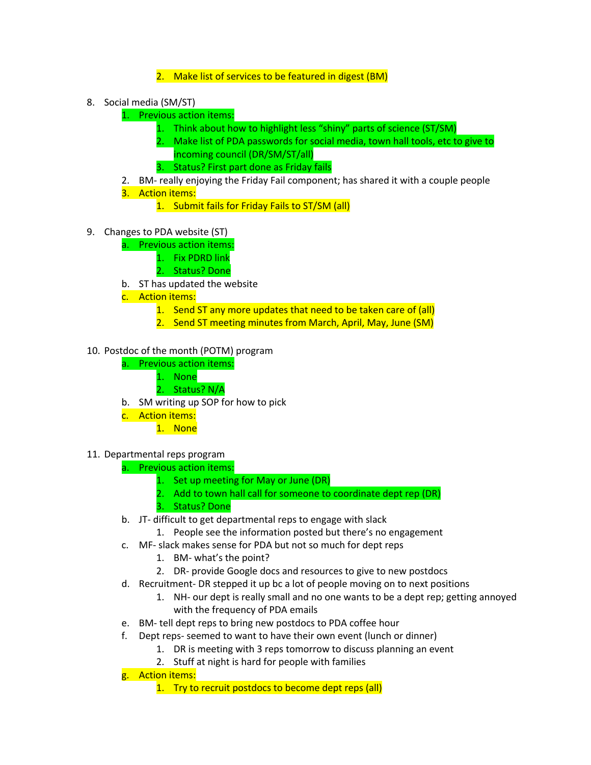2. Make list of services to be featured in digest (BM)

8. Social media (SM/ST)
    1. Previous action items:
        1. Think about how to highlight less "shiny" parts of science (ST/SM)
        2. Make list of PDA passwords for social media, town hall tools, etc to give to incoming council (DR/SM/ST/all)
        3. Status? First part done as Friday fails
    2. BM- really enjoying the Friday Fail component; has shared it with a couple people
    3. Action items:
        1. Submit fails for Friday Fails to ST/SM (all)

9. Changes to PDA website (ST)
    a. Previous action items:
        1. Fix PDRD link
        2. Status? Done
    b. ST has updated the website
    c. Action items:
        1. Send ST any more updates that need to be taken care of (all)
        2. Send ST meeting minutes from March, April, May, June (SM)

10. Postdoc of the month (POTM) program
    a. Previous action items:
        1. None
        2. Status? N/A
    b. SM writing up SOP for how to pick
    c. Action items:
        1. None

11. Departmental reps program
    a. Previous action items:
        1. Set up meeting for May or June (DR)
        2. Add to town hall call for someone to coordinate dept rep (DR)
        3. Status? Done
    b. JT- difficult to get departmental reps to engage with slack
        1. People see the information posted but there's no engagement
    c. MF- slack makes sense for PDA but not so much for dept reps
        1. BM- what's the point?
        2. DR- provide Google docs and resources to give to new postdocs
    d. Recruitment- DR stepped it up bc a lot of people moving on to next positions
        1. NH- our dept is really small and no one wants to be a dept rep; getting annoyed with the frequency of PDA emails
    e. BM- tell dept reps to bring new postdocs to PDA coffee hour
    f. Dept reps- seemed to want to have their own event (lunch or dinner)
        1. DR is meeting with 3 reps tomorrow to discuss planning an event
        2. Stuff at night is hard for people with families
    g. Action items:
        1. Try to recruit postdocs to become dept reps (all)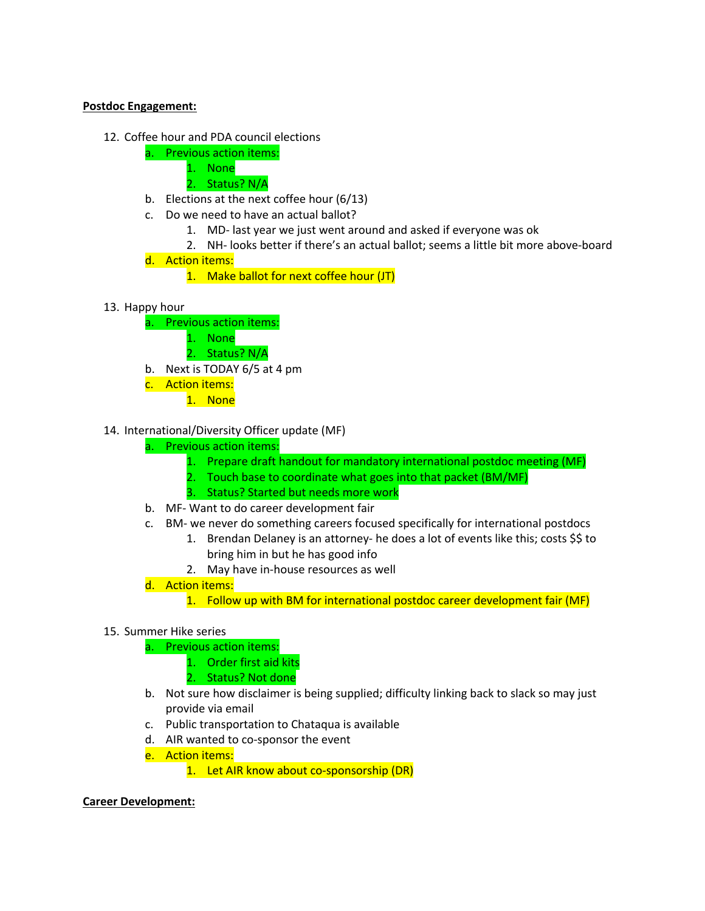**Postdoc Engagement:**

12. Coffee hour and PDA council elections
    a. Previous action items:
        1. None
        2. Status? N/A
    b. Elections at the next coffee hour (6/13)
    c. Do we need to have an actual ballot?
        1. MD- last year we just went around and asked if everyone was ok
        2. NH- looks better if there's an actual ballot; seems a little bit more above-board
    d. Action items:
        1. Make ballot for next coffee hour (JT)

13. Happy hour
    a. Previous action items:
        1. None
        2. Status? N/A
    b. Next is TODAY 6/5 at 4 pm
    c. Action items:
        1. None

14. International/Diversity Officer update (MF)
    a. Previous action items:
        1. Prepare draft handout for mandatory international postdoc meeting (MF)
        2. Touch base to coordinate what goes into that packet (BM/MF)
        3. Status? Started but needs more work
    b. MF- Want to do career development fair
    c. BM- we never do something careers focused specifically for international postdocs
        1. Brendan Delaney is an attorney- he does a lot of events like this; costs $$ to bring him in but he has good info
        2. May have in-house resources as well
    d. Action items:
        1. Follow up with BM for international postdoc career development fair (MF)

15. Summer Hike series
    a. Previous action items:
        1. Order first aid kits
        2. Status? Not done
    b. Not sure how disclaimer is being supplied; difficulty linking back to slack so may just provide via email
    c. Public transportation to Chataqua is available
    d. AIR wanted to co-sponsor the event
    e. Action items:
        1. Let AIR know about co-sponsorship (DR)

**Career Development:**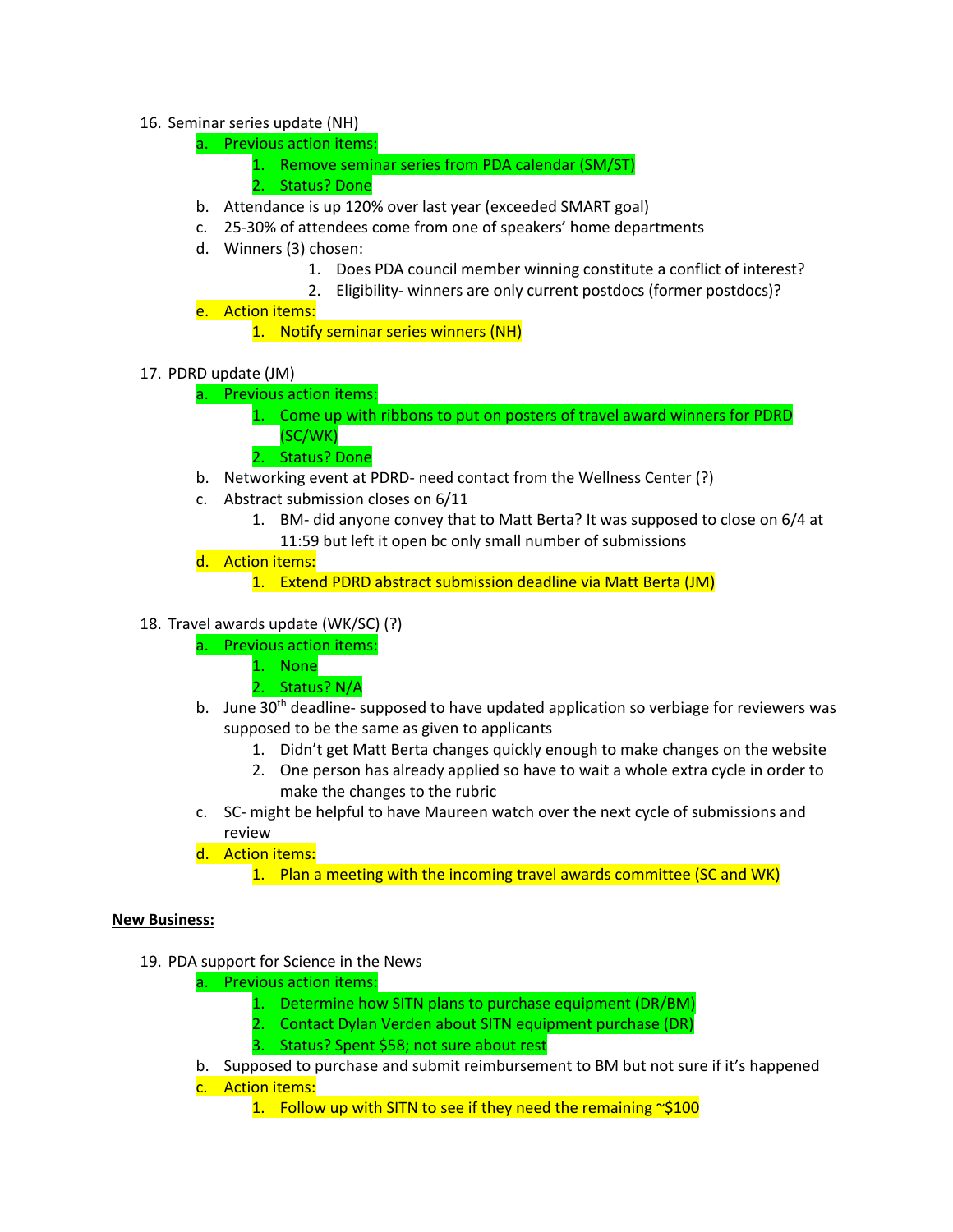16. Seminar series update (NH)
    a. Previous action items:
        1. Remove seminar series from PDA calendar (SM/ST)
        2. Status? Done
    b. Attendance is up 120% over last year (exceeded SMART goal)
    c. 25-30% of attendees come from one of speakers' home departments
    d. Winners (3) chosen:
        1. Does PDA council member winning constitute a conflict of interest?
        2. Eligibility- winners are only current postdocs (former postdocs)?
    e. Action items:
        1. Notify seminar series winners (NH)

17. PDRD update (JM)
    a. Previous action items:
        1. Come up with ribbons to put on posters of travel award winners for PDRD (SC/WK)
        2. Status? Done
    b. Networking event at PDRD- need contact from the Wellness Center (?)
    c. Abstract submission closes on 6/11
        1. BM- did anyone convey that to Matt Berta? It was supposed to close on 6/4 at 11:59 but left it open bc only small number of submissions
    d. Action items:
        1. Extend PDRD abstract submission deadline via Matt Berta (JM)

18. Travel awards update (WK/SC) (?)
    a. Previous action items:
        1. None
        2. Status? N/A
    b. June 30th deadline- supposed to have updated application so verbiage for reviewers was supposed to be the same as given to applicants
        1. Didn't get Matt Berta changes quickly enough to make changes on the website
        2. One person has already applied so have to wait a whole extra cycle in order to make the changes to the rubric
    c. SC- might be helpful to have Maureen watch over the next cycle of submissions and review
    d. Action items:
        1. Plan a meeting with the incoming travel awards committee (SC and WK)

**New Business:**

19. PDA support for Science in the News
    a. Previous action items:
        1. Determine how SITN plans to purchase equipment (DR/BM)
        2. Contact Dylan Verden about SITN equipment purchase (DR)
        3. Status? Spent $58; not sure about rest
    b. Supposed to purchase and submit reimbursement to BM but not sure if it's happened
    c. Action items:
        1. Follow up with SITN to see if they need the remaining ~$100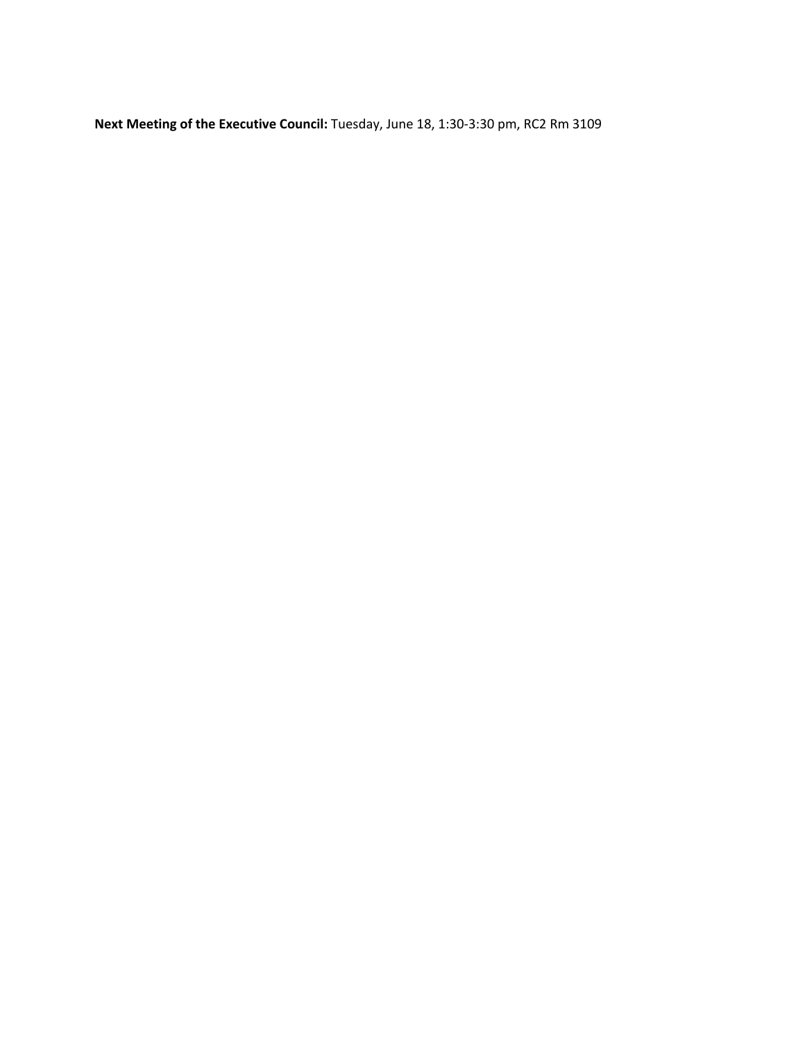**Next Meeting of the Executive Council:** Tuesday, June 18, 1:30-3:30 pm, RC2 Rm 3109